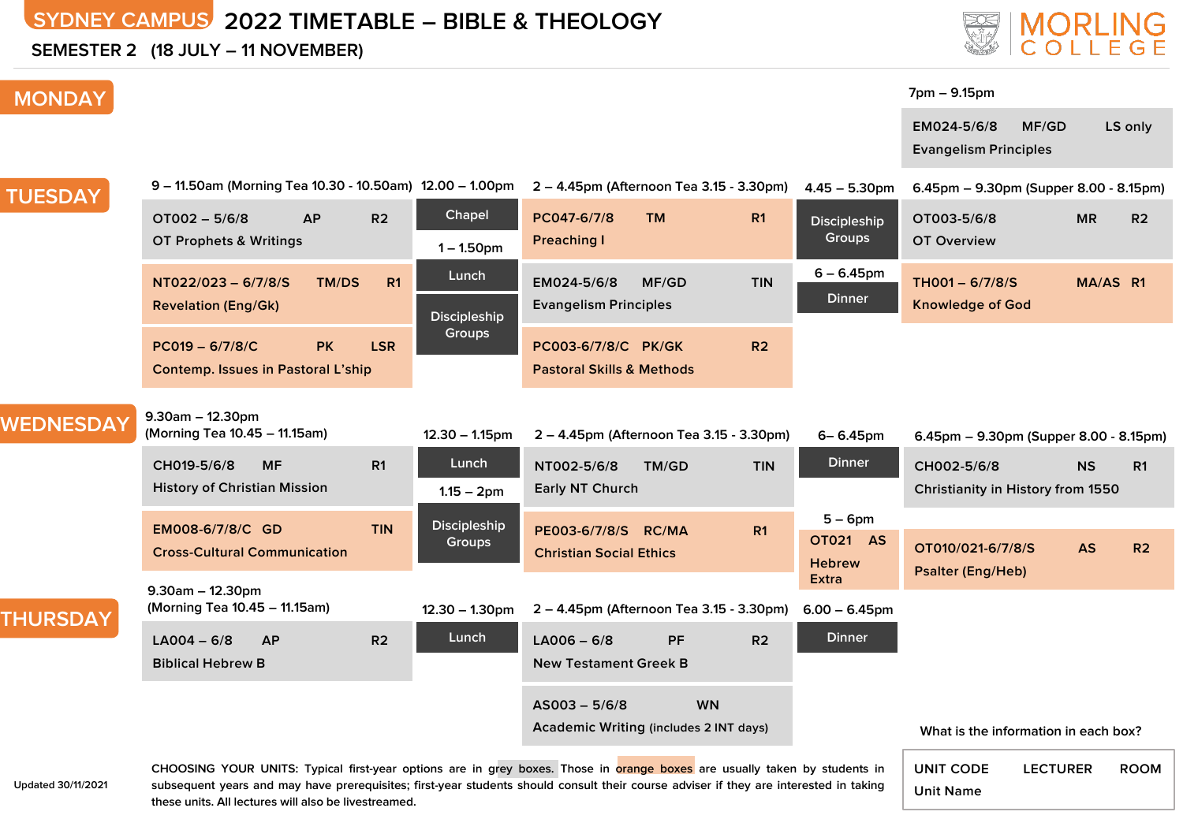# SYDNEY CAMPUS 2022 TIMETABLE – BIBLE & THEOLOGY

**SEMESTER 2 (18 JULY – 11 NOVEMBER)**

MORLING COLLEGE

## MONDAY

**7pm – 9.15pm**

- EM024-5/6/8 MF/GD LS only
  Evangelism Principles

## TUESDAY

**9 – 11.50am (Morning Tea 10.30 - 10.50am)**

- OT002 – 5/6/8 AP R2
  OT Prophets & Writings
- NT022/023 – 6/7/8/S TM/DS R1
  Revelation (Eng/Gk)
- PC019 – 6/7/8/C PK LSR
  Contemp. Issues in Pastoral L'ship

**12.00 – 1.00pm**

- Chapel

**1 – 1.50pm**

- Lunch
- Discipleship Groups

**2 – 4.45pm (Afternoon Tea 3.15 - 3.30pm)**

- PC047-6/7/8 TM R1
  Preaching I
- EM024-5/6/8 MF/GD TIN
  Evangelism Principles
- PC003-6/7/8/C PK/GK R2
  Pastoral Skills & Methods

**4.45 – 5.30pm**

- Discipleship Groups

**6 – 6.45pm**

- Dinner

**6.45pm – 9.30pm (Supper 8.00 - 8.15pm)**

- OT003-5/6/8 MR R2
  OT Overview
- TH001 – 6/7/8/S MA/AS R1
  Knowledge of God

## WEDNESDAY

**9.30am – 12.30pm (Morning Tea 10.45 – 11.15am)**

- CH019-5/6/8 MF R1
  History of Christian Mission
- EM008-6/7/8/C GD TIN
  Cross-Cultural Communication

**12.30 – 1.15pm**

- Lunch

**1.15 – 2pm**

- Discipleship Groups

**2 – 4.45pm (Afternoon Tea 3.15 - 3.30pm)**

- NT002-5/6/8 TM/GD TIN
  Early NT Church
- PE003-6/7/8/S RC/MA R1
  Christian Social Ethics

**6– 6.45pm**

- Dinner

**5 – 6pm**

- OT021 AS
  Hebrew Extra

**6.45pm – 9.30pm (Supper 8.00 - 8.15pm)**

- CH002-5/6/8 NS R1
  Christianity in History from 1550
- OT010/021-6/7/8/S AS R2
  Psalter (Eng/Heb)

## THURSDAY

**9.30am – 12.30pm (Morning Tea 10.45 – 11.15am)**

- LA004 – 6/8 AP R2
  Biblical Hebrew B

**12.30 – 1.30pm**

- Lunch

**2 – 4.45pm (Afternoon Tea 3.15 - 3.30pm)**

- LA006 – 6/8 PF R2
  New Testament Greek B
- AS003 – 5/6/8 WN
  Academic Writing (includes 2 INT days)

**6.00 – 6.45pm**

- Dinner

---

What is the information in each box?

| UNIT CODE | LECTURER | ROOM |
|---|---|---|
| Unit Name | | |

CHOOSING YOUR UNITS: Typical first-year options are in grey boxes. Those in orange boxes are usually taken by students in subsequent years and may have prerequisites; first-year students should consult their course adviser if they are interested in taking these units. All lectures will also be livestreamed.

Updated 30/11/2021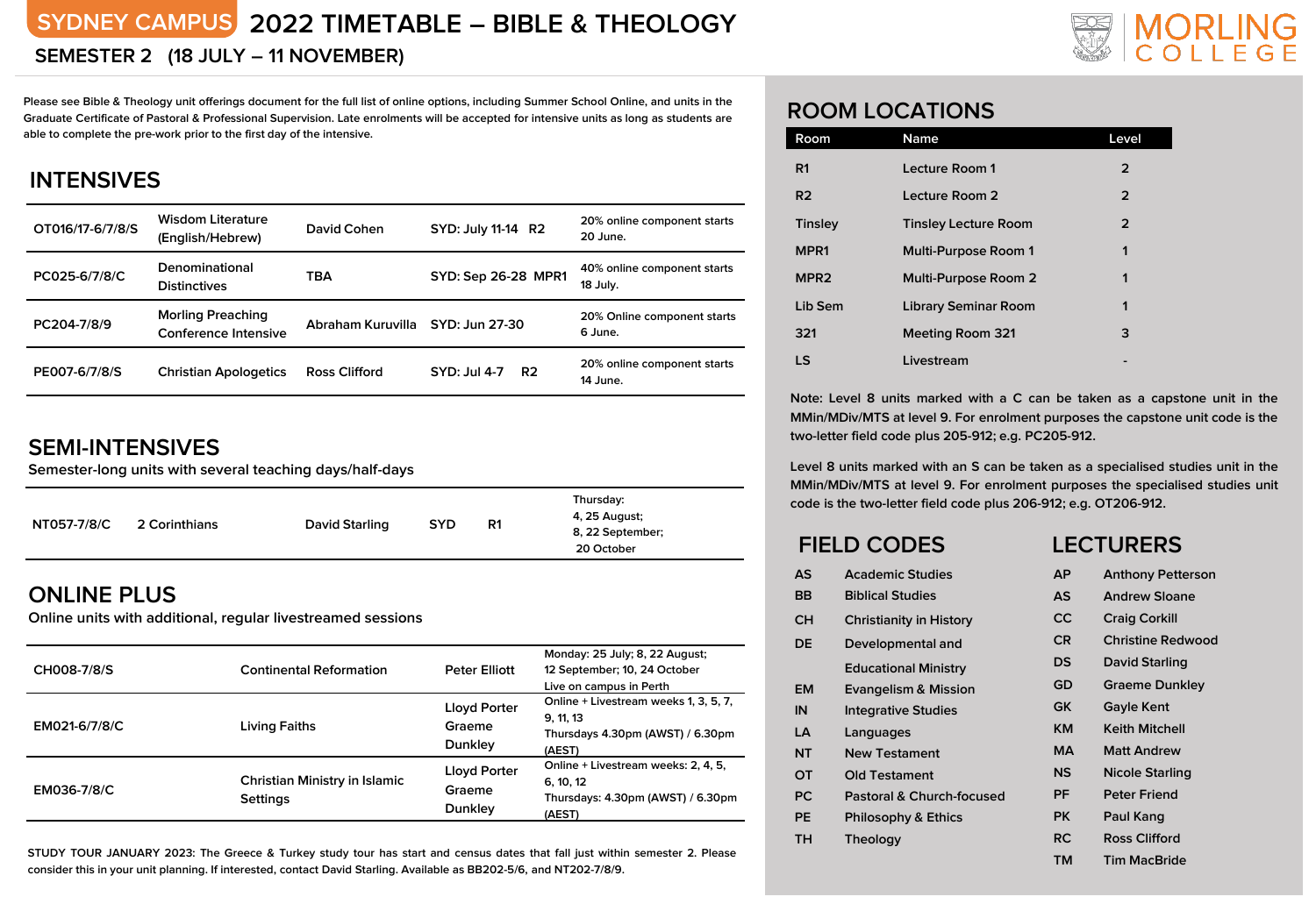# SYDNEY CAMPUS 2022 TIMETABLE – BIBLE & THEOLOGY

## SEMESTER 2 (18 JULY – 11 NOVEMBER)

MORLING COLLEGE

Please see Bible & Theology unit offerings document for the full list of online options, including Summer School Online, and units in the Graduate Certificate of Pastoral & Professional Supervision. Late enrolments will be accepted for intensive units as long as students are able to complete the pre-work prior to the first day of the intensive.

## INTENSIVES

| | | | | |
|---|---|---|---|---|
| OT016/17-6/7/8/S | Wisdom Literature (English/Hebrew) | David Cohen | SYD: July 11-14 R2 | 20% online component starts 20 June. |
| PC025-6/7/8/C | Denominational Distinctives | TBA | SYD: Sep 26-28 MPR1 | 40% online component starts 18 July. |
| PC204-7/8/9 | Morling Preaching Conference Intensive | Abraham Kuruvilla | SYD: Jun 27-30 | 20% Online component starts 6 June. |
| PE007-6/7/8/S | Christian Apologetics | Ross Clifford | SYD: Jul 4-7 R2 | 20% online component starts 14 June. |

## SEMI-INTENSIVES

Semester-long units with several teaching days/half-days

| | | | | | |
|---|---|---|---|---|---|
| NT057-7/8/C | 2 Corinthians | David Starling | SYD | R1 | Thursday: 4, 25 August; 8, 22 September; 20 October |

## ONLINE PLUS

Online units with additional, regular livestreamed sessions

| | | | |
|---|---|---|---|
| CH008-7/8/S | Continental Reformation | Peter Elliott | Monday: 25 July; 8, 22 August; 12 September; 10, 24 October Live on campus in Perth |
| EM021-6/7/8/C | Living Faiths | Lloyd Porter Graeme Dunkley | Online + Livestream weeks 1, 3, 5, 7, 9, 11, 13 Thursdays 4.30pm (AWST) / 6.30pm (AEST) |
| EM036-7/8/C | Christian Ministry in Islamic Settings | Lloyd Porter Graeme Dunkley | Online + Livestream weeks: 2, 4, 5, 6, 10, 12 Thursdays: 4.30pm (AWST) / 6.30pm (AEST) |

STUDY TOUR JANUARY 2023: The Greece & Turkey study tour has start and census dates that fall just within semester 2. Please consider this in your unit planning. If interested, contact David Starling. Available as BB202-5/6, and NT202-7/8/9.

## ROOM LOCATIONS

| Room | Name | Level |
|---|---|---|
| R1 | Lecture Room 1 | 2 |
| R2 | Lecture Room 2 | 2 |
| Tinsley | Tinsley Lecture Room | 2 |
| MPR1 | Multi-Purpose Room 1 | 1 |
| MPR2 | Multi-Purpose Room 2 | 1 |
| Lib Sem | Library Seminar Room | 1 |
| 321 | Meeting Room 321 | 3 |
| LS | Livestream | - |

Note: Level 8 units marked with a C can be taken as a capstone unit in the MMin/MDiv/MTS at level 9. For enrolment purposes the capstone unit code is the two-letter field code plus 205-912; e.g. PC205-912.

Level 8 units marked with an S can be taken as a specialised studies unit in the MMin/MDiv/MTS at level 9. For enrolment purposes the specialised studies unit code is the two-letter field code plus 206-912; e.g. OT206-912.

## FIELD CODES

| | |
|---|---|
| AS | Academic Studies |
| BB | Biblical Studies |
| CH | Christianity in History |
| DE | Developmental and Educational Ministry |
| EM | Evangelism & Mission |
| IN | Integrative Studies |
| LA | Languages |
| NT | New Testament |
| OT | Old Testament |
| PC | Pastoral & Church-focused |
| PE | Philosophy & Ethics |
| TH | Theology |

## LECTURERS

| | |
|---|---|
| AP | Anthony Petterson |
| AS | Andrew Sloane |
| CC | Craig Corkill |
| CR | Christine Redwood |
| DS | David Starling |
| GD | Graeme Dunkley |
| GK | Gayle Kent |
| KM | Keith Mitchell |
| MA | Matt Andrew |
| NS | Nicole Starling |
| PF | Peter Friend |
| PK | Paul Kang |
| RC | Ross Clifford |
| TM | Tim MacBride |